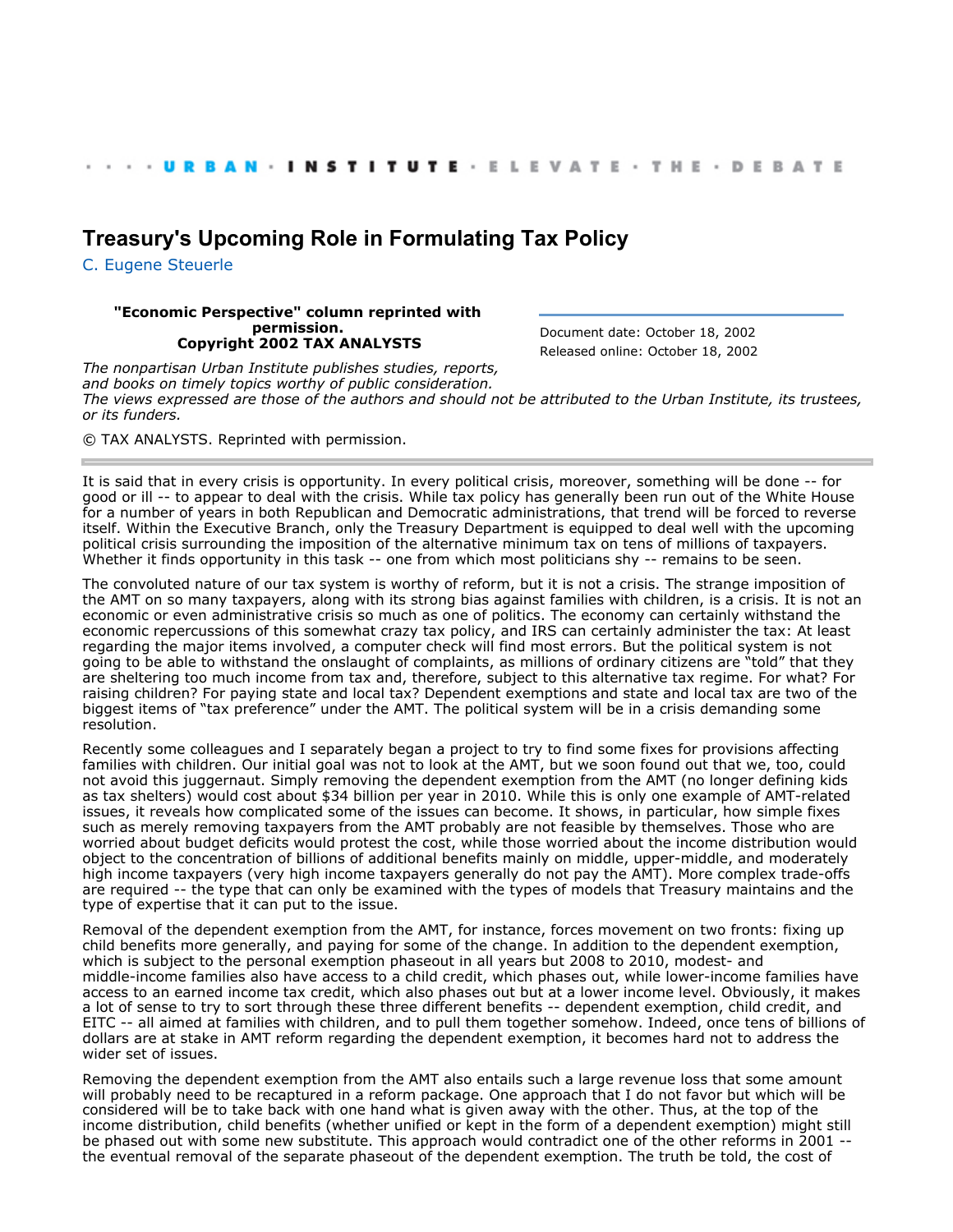· · · · URBAN · INSTITUTE · ELEVATE · THE · DEBATE

# Treasury's Upcoming Role in Formulating Tax Policy

C. Eugene Steuerle

**"Economic Perspective" column reprinted with permission.**
**Copyright 2002 TAX ANALYSTS**

Document date: October 18, 2002
Released online: October 18, 2002

*The nonpartisan Urban Institute publishes studies, reports, and books on timely topics worthy of public consideration. The views expressed are those of the authors and should not be attributed to the Urban Institute, its trustees, or its funders.*

© TAX ANALYSTS. Reprinted with permission.

---

It is said that in every crisis is opportunity. In every political crisis, moreover, something will be done -- for good or ill -- to appear to deal with the crisis. While tax policy has generally been run out of the White House for a number of years in both Republican and Democratic administrations, that trend will be forced to reverse itself. Within the Executive Branch, only the Treasury Department is equipped to deal well with the upcoming political crisis surrounding the imposition of the alternative minimum tax on tens of millions of taxpayers. Whether it finds opportunity in this task -- one from which most politicians shy -- remains to be seen.

The convoluted nature of our tax system is worthy of reform, but it is not a crisis. The strange imposition of the AMT on so many taxpayers, along with its strong bias against families with children, is a crisis. It is not an economic or even administrative crisis so much as one of politics. The economy can certainly withstand the economic repercussions of this somewhat crazy tax policy, and IRS can certainly administer the tax: At least regarding the major items involved, a computer check will find most errors. But the political system is not going to be able to withstand the onslaught of complaints, as millions of ordinary citizens are "told" that they are sheltering too much income from tax and, therefore, subject to this alternative tax regime. For what? For raising children? For paying state and local tax? Dependent exemptions and state and local tax are two of the biggest items of "tax preference" under the AMT. The political system will be in a crisis demanding some resolution.

Recently some colleagues and I separately began a project to try to find some fixes for provisions affecting families with children. Our initial goal was not to look at the AMT, but we soon found out that we, too, could not avoid this juggernaut. Simply removing the dependent exemption from the AMT (no longer defining kids as tax shelters) would cost about $34 billion per year in 2010. While this is only one example of AMT-related issues, it reveals how complicated some of the issues can become. It shows, in particular, how simple fixes such as merely removing taxpayers from the AMT probably are not feasible by themselves. Those who are worried about budget deficits would protest the cost, while those worried about the income distribution would object to the concentration of billions of additional benefits mainly on middle, upper-middle, and moderately high income taxpayers (very high income taxpayers generally do not pay the AMT). More complex trade-offs are required -- the type that can only be examined with the types of models that Treasury maintains and the type of expertise that it can put to the issue.

Removal of the dependent exemption from the AMT, for instance, forces movement on two fronts: fixing up child benefits more generally, and paying for some of the change. In addition to the dependent exemption, which is subject to the personal exemption phaseout in all years but 2008 to 2010, modest- and middle-income families also have access to a child credit, which phases out, while lower-income families have access to an earned income tax credit, which also phases out but at a lower income level. Obviously, it makes a lot of sense to try to sort through these three different benefits -- dependent exemption, child credit, and EITC -- all aimed at families with children, and to pull them together somehow. Indeed, once tens of billions of dollars are at stake in AMT reform regarding the dependent exemption, it becomes hard not to address the wider set of issues.

Removing the dependent exemption from the AMT also entails such a large revenue loss that some amount will probably need to be recaptured in a reform package. One approach that I do not favor but which will be considered will be to take back with one hand what is given away with the other. Thus, at the top of the income distribution, child benefits (whether unified or kept in the form of a dependent exemption) might still be phased out with some new substitute. This approach would contradict one of the other reforms in 2001 -- the eventual removal of the separate phaseout of the dependent exemption. The truth be told, the cost of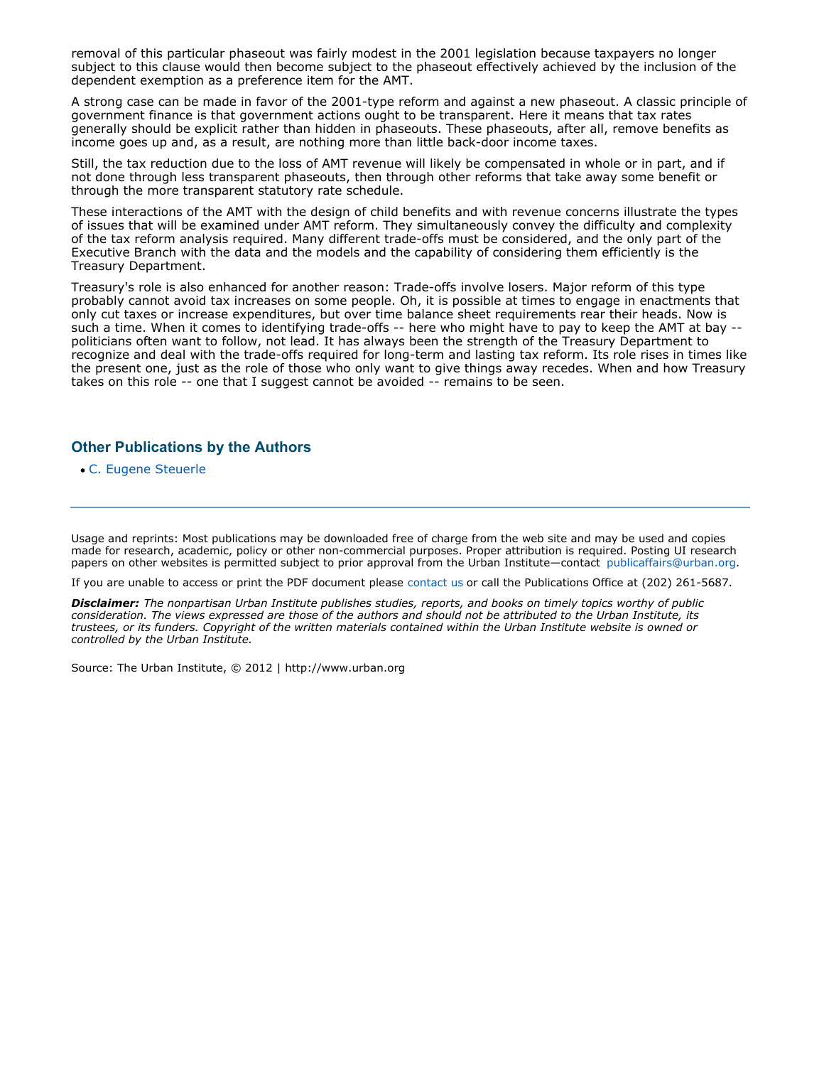removal of this particular phaseout was fairly modest in the 2001 legislation because taxpayers no longer subject to this clause would then become subject to the phaseout effectively achieved by the inclusion of the dependent exemption as a preference item for the AMT.

A strong case can be made in favor of the 2001-type reform and against a new phaseout. A classic principle of government finance is that government actions ought to be transparent. Here it means that tax rates generally should be explicit rather than hidden in phaseouts. These phaseouts, after all, remove benefits as income goes up and, as a result, are nothing more than little back-door income taxes.

Still, the tax reduction due to the loss of AMT revenue will likely be compensated in whole or in part, and if not done through less transparent phaseouts, then through other reforms that take away some benefit or through the more transparent statutory rate schedule.

These interactions of the AMT with the design of child benefits and with revenue concerns illustrate the types of issues that will be examined under AMT reform. They simultaneously convey the difficulty and complexity of the tax reform analysis required. Many different trade-offs must be considered, and the only part of the Executive Branch with the data and the models and the capability of considering them efficiently is the Treasury Department.

Treasury's role is also enhanced for another reason: Trade-offs involve losers. Major reform of this type probably cannot avoid tax increases on some people. Oh, it is possible at times to engage in enactments that only cut taxes or increase expenditures, but over time balance sheet requirements rear their heads. Now is such a time. When it comes to identifying trade-offs -- here who might have to pay to keep the AMT at bay -- politicians often want to follow, not lead. It has always been the strength of the Treasury Department to recognize and deal with the trade-offs required for long-term and lasting tax reform. Its role rises in times like the present one, just as the role of those who only want to give things away recedes. When and how Treasury takes on this role -- one that I suggest cannot be avoided -- remains to be seen.

## Other Publications by the Authors

- C. Eugene Steuerle

---

Usage and reprints: Most publications may be downloaded free of charge from the web site and may be used and copies made for research, academic, policy or other non-commercial purposes. Proper attribution is required. Posting UI research papers on other websites is permitted subject to prior approval from the Urban Institute—contact publicaffairs@urban.org.

If you are unable to access or print the PDF document please contact us or call the Publications Office at (202) 261-5687.

***Disclaimer:*** *The nonpartisan Urban Institute publishes studies, reports, and books on timely topics worthy of public consideration. The views expressed are those of the authors and should not be attributed to the Urban Institute, its trustees, or its funders. Copyright of the written materials contained within the Urban Institute website is owned or controlled by the Urban Institute.*

Source: The Urban Institute, © 2012 | http://www.urban.org